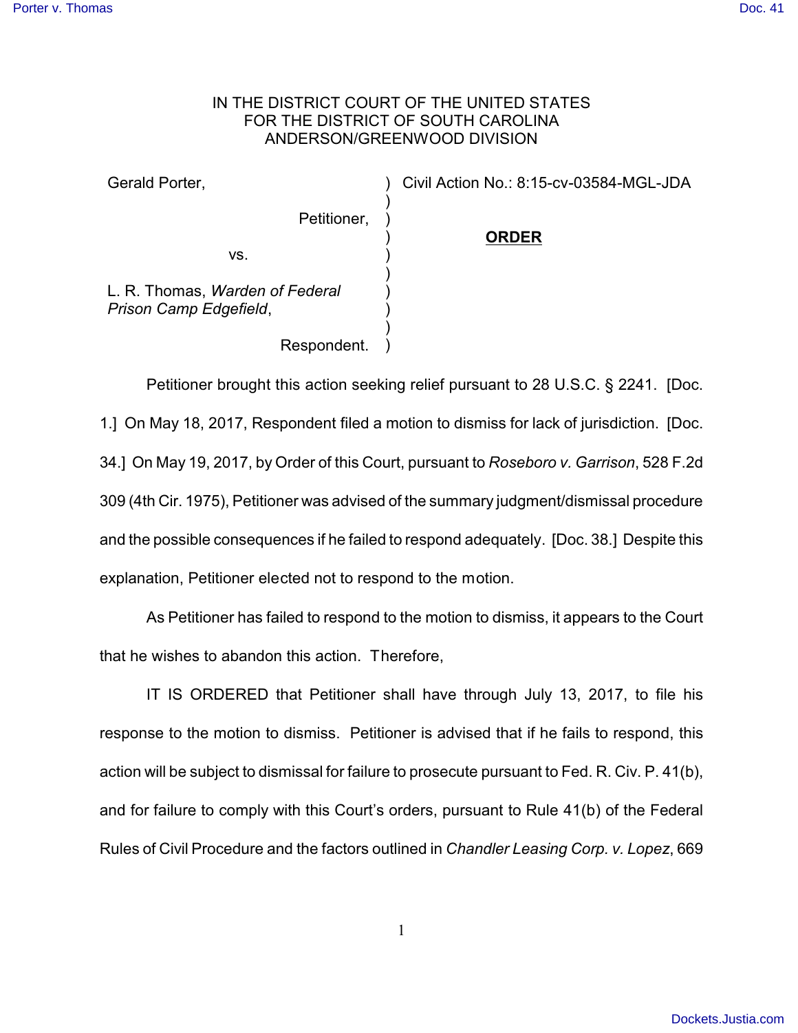IN THE DISTRICT COURT OF THE UNITED STATES
FOR THE DISTRICT OF SOUTH CAROLINA
ANDERSON/GREENWOOD DIVISION

| | | |
|---|---|---|
| Gerald Porter, | ) | Civil Action No.: 8:15-cv-03584-MGL-JDA |
| Petitioner, | ) | |
| vs. | ) | **ORDER** |
| L. R. Thomas, *Warden of Federal Prison Camp Edgefield*, | ) | |
| Respondent. | ) | |

Petitioner brought this action seeking relief pursuant to 28 U.S.C. § 2241. [Doc. 1.] On May 18, 2017, Respondent filed a motion to dismiss for lack of jurisdiction. [Doc. 34.] On May 19, 2017, by Order of this Court, pursuant to *Roseboro v. Garrison*, 528 F.2d 309 (4th Cir. 1975), Petitioner was advised of the summary judgment/dismissal procedure and the possible consequences if he failed to respond adequately. [Doc. 38.] Despite this explanation, Petitioner elected not to respond to the motion.

As Petitioner has failed to respond to the motion to dismiss, it appears to the Court that he wishes to abandon this action. Therefore,

IT IS ORDERED that Petitioner shall have through July 13, 2017, to file his response to the motion to dismiss. Petitioner is advised that if he fails to respond, this action will be subject to dismissal for failure to prosecute pursuant to Fed. R. Civ. P. 41(b), and for failure to comply with this Court's orders, pursuant to Rule 41(b) of the Federal Rules of Civil Procedure and the factors outlined in *Chandler Leasing Corp. v. Lopez*, 669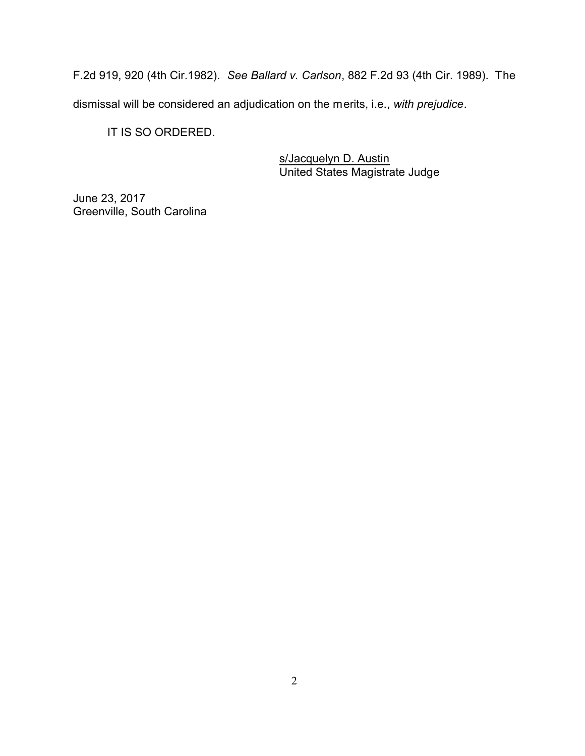F.2d 919, 920 (4th Cir.1982). *See Ballard v. Carlson*, 882 F.2d 93 (4th Cir. 1989). The dismissal will be considered an adjudication on the merits, i.e., *with prejudice*.

IT IS SO ORDERED.

s/Jacquelyn D. Austin
United States Magistrate Judge

June 23, 2017
Greenville, South Carolina